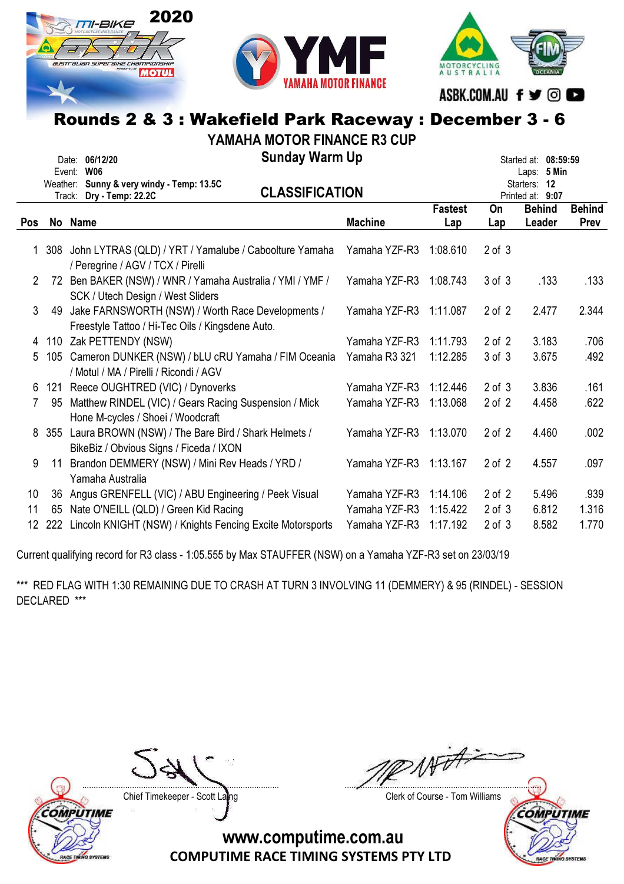## Rounds 2 & 3 : Wakefield Park Raceway : December 3 - 6

### YAMAHA MOTOR FINANCE R3 CUP

### Sunday Warm Up

Date: 06/12/20
Event: W06
Weather: Sunny & very windy - Temp: 13.5C
Track: Dry - Temp: 22.2C

Started at: 08:59:59
Laps: 5 Min
Starters: 12
Printed at: 9:07

### CLASSIFICATION

| Pos | No | Name | Machine | Fastest Lap | On Lap | Behind Leader | Behind Prev |
|---|---|---|---|---|---|---|---|
| 1 | 308 | John LYTRAS (QLD) / YRT / Yamalube / Caboolture Yamaha / Peregrine / AGV / TCX / Pirelli | Yamaha YZF-R3 | 1:08.610 | 2 of 3 | | |
| 2 | 72 | Ben BAKER (NSW) / WNR / Yamaha Australia / YMI / YMF / SCK / Utech Design / West Sliders | Yamaha YZF-R3 | 1:08.743 | 3 of 3 | .133 | .133 |
| 3 | 49 | Jake FARNSWORTH (NSW) / Worth Race Developments / Freestyle Tattoo / Hi-Tec Oils / Kingsdene Auto. | Yamaha YZF-R3 | 1:11.087 | 2 of 2 | 2.477 | 2.344 |
| 4 | 110 | Zak PETTENDY (NSW) | Yamaha YZF-R3 | 1:11.793 | 2 of 2 | 3.183 | .706 |
| 5 | 105 | Cameron DUNKER (NSW) / bLU cRU Yamaha / FIM Oceania / Motul / MA / Pirelli / Ricondi / AGV | Yamaha R3 321 | 1:12.285 | 3 of 3 | 3.675 | .492 |
| 6 | 121 | Reece OUGHTRED (VIC) / Dynoverks | Yamaha YZF-R3 | 1:12.446 | 2 of 3 | 3.836 | .161 |
| 7 | 95 | Matthew RINDEL (VIC) / Gears Racing Suspension / Mick Hone M-cycles / Shoei / Woodcraft | Yamaha YZF-R3 | 1:13.068 | 2 of 2 | 4.458 | .622 |
| 8 | 355 | Laura BROWN (NSW) / The Bare Bird / Shark Helmets / BikeBiz / Obvious Signs / Ficeda / IXON | Yamaha YZF-R3 | 1:13.070 | 2 of 2 | 4.460 | .002 |
| 9 | 11 | Brandon DEMMERY (NSW) / Mini Rev Heads / YRD / Yamaha Australia | Yamaha YZF-R3 | 1:13.167 | 2 of 2 | 4.557 | .097 |
| 10 | 36 | Angus GRENFELL (VIC) / ABU Engineering / Peek Visual | Yamaha YZF-R3 | 1:14.106 | 2 of 2 | 5.496 | .939 |
| 11 | 65 | Nate O'NEILL (QLD) / Green Kid Racing | Yamaha YZF-R3 | 1:15.422 | 2 of 3 | 6.812 | 1.316 |
| 12 | 222 | Lincoln KNIGHT (NSW) / Knights Fencing Excite Motorsports | Yamaha YZF-R3 | 1:17.192 | 2 of 3 | 8.582 | 1.770 |

Current qualifying record for R3 class - 1:05.555 by Max STAUFFER (NSW) on a Yamaha YZF-R3 set on 23/03/19

*** RED FLAG WITH 1:30 REMAINING DUE TO CRASH AT TURN 3 INVOLVING 11 (DEMMERY) & 95 (RINDEL) - SESSION DECLARED ***

Chief Timekeeper - Scott Laing

Clerk of Course - Tom Williams

www.computime.com.au
COMPUTIME RACE TIMING SYSTEMS PTY LTD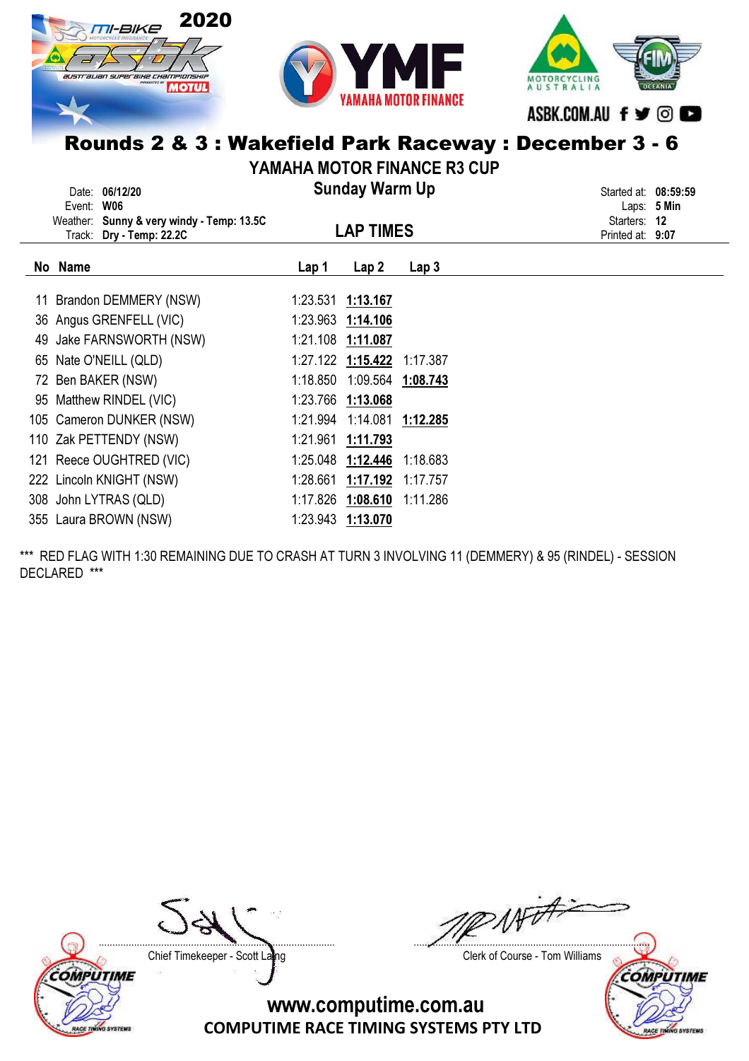# Rounds 2 & 3 : Wakefield Park Raceway : December 3 - 6

## YAMAHA MOTOR FINANCE R3 CUP

### Sunday Warm Up

Date: **06/12/20**
Event: **W06**
Weather: **Sunny & very windy - Temp: 13.5C**
Track: **Dry - Temp: 22.2C**

Started at: **08:59:59**
Laps: **5 Min**
Starters: **12**
Printed at: **9:07**

### LAP TIMES

| No | Name | Lap 1 | Lap 2 | Lap 3 |
|---|---|---|---|---|
| 11 | Brandon DEMMERY (NSW) | 1:23.531 | **1:13.167** | |
| 36 | Angus GRENFELL (VIC) | 1:23.963 | **1:14.106** | |
| 49 | Jake FARNSWORTH (NSW) | 1:21.108 | **1:11.087** | |
| 65 | Nate O'NEILL (QLD) | 1:27.122 | **1:15.422** | 1:17.387 |
| 72 | Ben BAKER (NSW) | 1:18.850 | 1:09.564 | **1:08.743** |
| 95 | Matthew RINDEL (VIC) | 1:23.766 | **1:13.068** | |
| 105 | Cameron DUNKER (NSW) | 1:21.994 | 1:14.081 | **1:12.285** |
| 110 | Zak PETTENDY (NSW) | 1:21.961 | **1:11.793** | |
| 121 | Reece OUGHTRED (VIC) | 1:25.048 | **1:12.446** | 1:18.683 |
| 222 | Lincoln KNIGHT (NSW) | 1:28.661 | **1:17.192** | 1:17.757 |
| 308 | John LYTRAS (QLD) | 1:17.826 | **1:08.610** | 1:11.286 |
| 355 | Laura BROWN (NSW) | 1:23.943 | **1:13.070** | |

*** RED FLAG WITH 1:30 REMAINING DUE TO CRASH AT TURN 3 INVOLVING 11 (DEMMERY) & 95 (RINDEL) - SESSION DECLARED ***

Chief Timekeeper - Scott Laing

Clerk of Course - Tom Williams

www.computime.com.au
COMPUTIME RACE TIMING SYSTEMS PTY LTD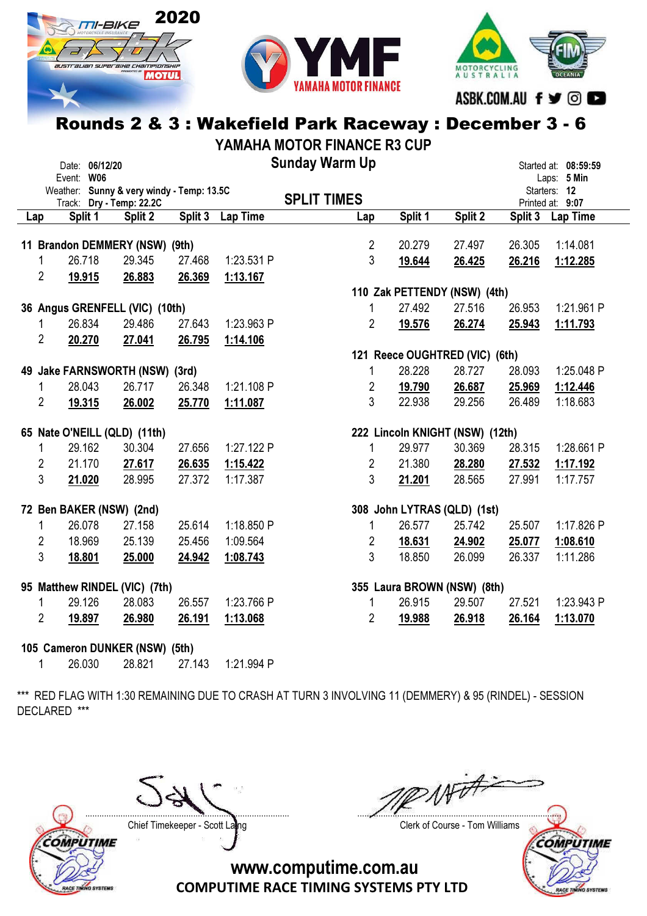# Rounds 2 & 3 : Wakefield Park Raceway : December 3 - 6

## YAMAHA MOTOR FINANCE R3 CUP

### Sunday Warm Up

Date: **06/12/20**
Event: **W06**
Weather: **Sunny & very windy - Temp: 13.5C**
Track: **Dry - Temp: 22.2C**

Started at: **08:59:59**
Laps: **5 Min**
Starters: **12**
Printed at: **9:07**

### SPLIT TIMES

**11 Brandon DEMMERY (NSW) (9th)**

| Lap | Split 1 | Split 2 | Split 3 | Lap Time |
|---|---|---|---|---|
| 1 | 26.718 | 29.345 | 27.468 | 1:23.531 P |
| 2 | <u>19.915</u> | <u>26.883</u> | <u>26.369</u> | <u>1:13.167</u> |

**36 Angus GRENFELL (VIC) (10th)**

| Lap | Split 1 | Split 2 | Split 3 | Lap Time |
|---|---|---|---|---|
| 1 | 26.834 | 29.486 | 27.643 | 1:23.963 P |
| 2 | <u>20.270</u> | <u>27.041</u> | <u>26.795</u> | <u>1:14.106</u> |

**49 Jake FARNSWORTH (NSW) (3rd)**

| Lap | Split 1 | Split 2 | Split 3 | Lap Time |
|---|---|---|---|---|
| 1 | 28.043 | 26.717 | 26.348 | 1:21.108 P |
| 2 | <u>19.315</u> | <u>26.002</u> | <u>25.770</u> | <u>1:11.087</u> |

**65 Nate O'NEILL (QLD) (11th)**

| Lap | Split 1 | Split 2 | Split 3 | Lap Time |
|---|---|---|---|---|
| 1 | 29.162 | 30.304 | 27.656 | 1:27.122 P |
| 2 | 21.170 | <u>27.617</u> | <u>26.635</u> | <u>1:15.422</u> |
| 3 | <u>21.020</u> | 28.995 | 27.372 | 1:17.387 |

**72 Ben BAKER (NSW) (2nd)**

| Lap | Split 1 | Split 2 | Split 3 | Lap Time |
|---|---|---|---|---|
| 1 | 26.078 | 27.158 | 25.614 | 1:18.850 P |
| 2 | 18.969 | 25.139 | 25.456 | 1:09.564 |
| 3 | <u>18.801</u> | <u>25.000</u> | <u>24.942</u> | <u>1:08.743</u> |

**95 Matthew RINDEL (VIC) (7th)**

| Lap | Split 1 | Split 2 | Split 3 | Lap Time |
|---|---|---|---|---|
| 1 | 29.126 | 28.083 | 26.557 | 1:23.766 P |
| 2 | <u>19.897</u> | <u>26.980</u> | <u>26.191</u> | <u>1:13.068</u> |

**105 Cameron DUNKER (NSW) (5th)**

| Lap | Split 1 | Split 2 | Split 3 | Lap Time |
|---|---|---|---|---|
| 1 | 26.030 | 28.821 | 27.143 | 1:21.994 P |
| 2 | 20.279 | 27.497 | 26.305 | 1:14.081 |
| 3 | <u>19.644</u> | <u>26.425</u> | <u>26.216</u> | <u>1:12.285</u> |

**110 Zak PETTENDY (NSW) (4th)**

| Lap | Split 1 | Split 2 | Split 3 | Lap Time |
|---|---|---|---|---|
| 1 | 27.492 | 27.516 | 26.953 | 1:21.961 P |
| 2 | <u>19.576</u> | <u>26.274</u> | <u>25.943</u> | <u>1:11.793</u> |

**121 Reece OUGHTRED (VIC) (6th)**

| Lap | Split 1 | Split 2 | Split 3 | Lap Time |
|---|---|---|---|---|
| 1 | 28.228 | 28.727 | 28.093 | 1:25.048 P |
| 2 | <u>19.790</u> | <u>26.687</u> | <u>25.969</u> | <u>1:12.446</u> |
| 3 | 22.938 | 29.256 | 26.489 | 1:18.683 |

**222 Lincoln KNIGHT (NSW) (12th)**

| Lap | Split 1 | Split 2 | Split 3 | Lap Time |
|---|---|---|---|---|
| 1 | 29.977 | 30.369 | 28.315 | 1:28.661 P |
| 2 | 21.380 | <u>28.280</u> | <u>27.532</u> | <u>1:17.192</u> |
| 3 | <u>21.201</u> | 28.565 | 27.991 | 1:17.757 |

**308 John LYTRAS (QLD) (1st)**

| Lap | Split 1 | Split 2 | Split 3 | Lap Time |
|---|---|---|---|---|
| 1 | 26.577 | 25.742 | 25.507 | 1:17.826 P |
| 2 | <u>18.631</u> | <u>24.902</u> | <u>25.077</u> | <u>1:08.610</u> |
| 3 | 18.850 | 26.099 | 26.337 | 1:11.286 |

**355 Laura BROWN (NSW) (8th)**

| Lap | Split 1 | Split 2 | Split 3 | Lap Time |
|---|---|---|---|---|
| 1 | 26.915 | 29.507 | 27.521 | 1:23.943 P |
| 2 | <u>19.988</u> | <u>26.918</u> | <u>26.164</u> | <u>1:13.070</u> |

*** RED FLAG WITH 1:30 REMAINING DUE TO CRASH AT TURN 3 INVOLVING 11 (DEMMERY) & 95 (RINDEL) - SESSION DECLARED ***

Chief Timekeeper - Scott Laing

Clerk of Course - Tom Williams

www.computime.com.au
COMPUTIME RACE TIMING SYSTEMS PTY LTD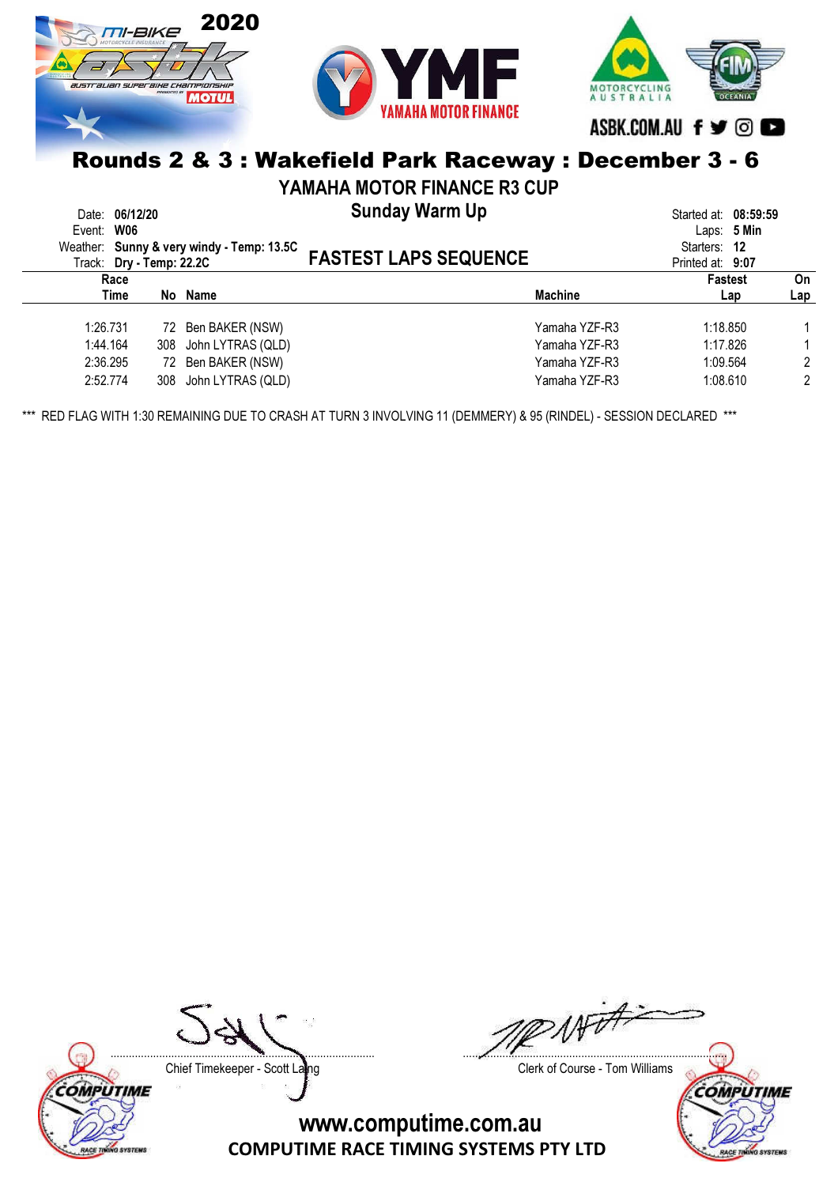# Rounds 2 & 3 : Wakefield Park Raceway : December 3 - 6

## YAMAHA MOTOR FINANCE R3 CUP

### Sunday Warm Up

Date: **06/12/20**
Event: **W06**
Weather: **Sunny & very windy - Temp: 13.5C**
Track: **Dry - Temp: 22.2C**

Started at: **08:59:59**
Laps: **5 Min**
Starters: **12**
Printed at: **9:07**

## FASTEST LAPS SEQUENCE

| Race Time | No | Name | Machine | Fastest Lap | On Lap |
|---|---|---|---|---|---|
| 1:26.731 | 72 | Ben BAKER (NSW) | Yamaha YZF-R3 | 1:18.850 | 1 |
| 1:44.164 | 308 | John LYTRAS (QLD) | Yamaha YZF-R3 | 1:17.826 | 1 |
| 2:36.295 | 72 | Ben BAKER (NSW) | Yamaha YZF-R3 | 1:09.564 | 2 |
| 2:52.774 | 308 | John LYTRAS (QLD) | Yamaha YZF-R3 | 1:08.610 | 2 |

*** RED FLAG WITH 1:30 REMAINING DUE TO CRASH AT TURN 3 INVOLVING 11 (DEMMERY) & 95 (RINDEL) - SESSION DECLARED ***

Chief Timekeeper - Scott Laing

Clerk of Course - Tom Williams

www.computime.com.au
COMPUTIME RACE TIMING SYSTEMS PTY LTD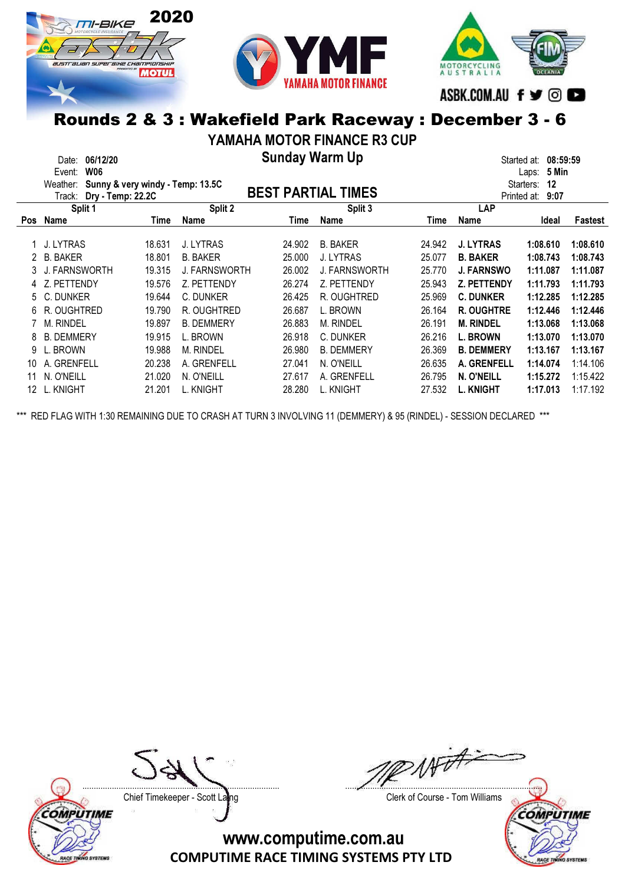# Rounds 2 & 3 : Wakefield Park Raceway : December 3 - 6

## YAMAHA MOTOR FINANCE R3 CUP

### Sunday Warm Up

Date: **06/12/20**
Event: **W06**
Weather: **Sunny & very windy - Temp: 13.5C**
Track: **Dry - Temp: 22.2C**

Started at: **08:59:59**
Laps: **5 Min**
Starters: **12**
Printed at: **9:07**

## BEST PARTIAL TIMES

| Pos | Split 1 Name | Time | Split 2 Name | Time | Split 3 Name | Time | LAP Name | Ideal | Fastest |
|---|---|---|---|---|---|---|---|---|---|
| 1 | J. LYTRAS | 18.631 | J. LYTRAS | 24.902 | B. BAKER | 24.942 | **J. LYTRAS** | **1:08.610** | **1:08.610** |
| 2 | B. BAKER | 18.801 | B. BAKER | 25.000 | J. LYTRAS | 25.077 | **B. BAKER** | **1:08.743** | **1:08.743** |
| 3 | J. FARNSWORTH | 19.315 | J. FARNSWORTH | 26.002 | J. FARNSWORTH | 25.770 | **J. FARNSWO** | **1:11.087** | **1:11.087** |
| 4 | Z. PETTENDY | 19.576 | Z. PETTENDY | 26.274 | Z. PETTENDY | 25.943 | **Z. PETTENDY** | **1:11.793** | **1:11.793** |
| 5 | C. DUNKER | 19.644 | C. DUNKER | 26.425 | R. OUGHTRED | 25.969 | **C. DUNKER** | **1:12.285** | **1:12.285** |
| 6 | R. OUGHTRED | 19.790 | R. OUGHTRED | 26.687 | L. BROWN | 26.164 | **R. OUGHTRE** | **1:12.446** | **1:12.446** |
| 7 | M. RINDEL | 19.897 | B. DEMMERY | 26.883 | M. RINDEL | 26.191 | **M. RINDEL** | **1:13.068** | **1:13.068** |
| 8 | B. DEMMERY | 19.915 | L. BROWN | 26.918 | C. DUNKER | 26.216 | **L. BROWN** | **1:13.070** | **1:13.070** |
| 9 | L. BROWN | 19.988 | M. RINDEL | 26.980 | B. DEMMERY | 26.369 | **B. DEMMERY** | **1:13.167** | **1:13.167** |
| 10 | A. GRENFELL | 20.238 | A. GRENFELL | 27.041 | N. O'NEILL | 26.635 | **A. GRENFELL** | **1:14.074** | 1:14.106 |
| 11 | N. O'NEILL | 21.020 | N. O'NEILL | 27.617 | A. GRENFELL | 26.795 | **N. O'NEILL** | **1:15.272** | 1:15.422 |
| 12 | L. KNIGHT | 21.201 | L. KNIGHT | 28.280 | L. KNIGHT | 27.532 | **L. KNIGHT** | **1:17.013** | 1:17.192 |

*** RED FLAG WITH 1:30 REMAINING DUE TO CRASH AT TURN 3 INVOLVING 11 (DEMMERY) & 95 (RINDEL) - SESSION DECLARED ***

Chief Timekeeper - Scott Laing

Clerk of Course - Tom Williams

www.computime.com.au
COMPUTIME RACE TIMING SYSTEMS PTY LTD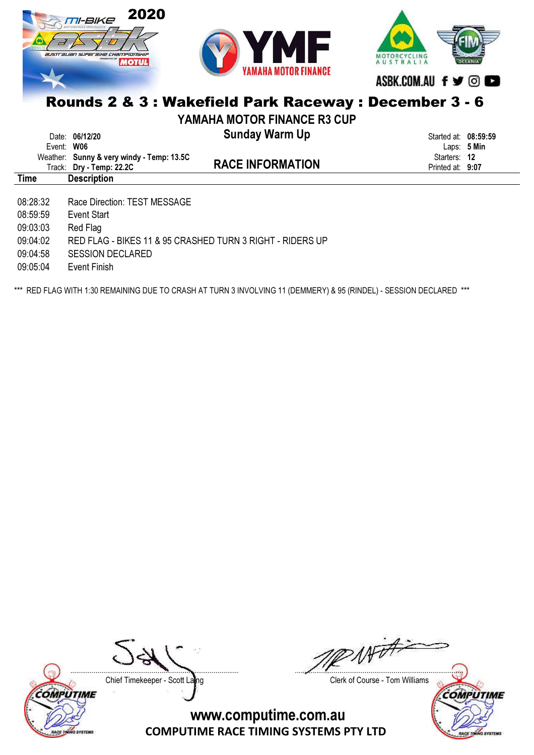# Rounds 2 & 3 : Wakefield Park Raceway : December 3 - 6

## YAMAHA MOTOR FINANCE R3 CUP

### Sunday Warm Up

Date: **06/12/20**
Event: **W06**
Weather: **Sunny & very windy - Temp: 13.5C**
Track: **Dry - Temp: 22.2C**

Started at: **08:59:59**
Laps: **5 Min**
Starters: **12**
Printed at: **9:07**

### RACE INFORMATION

| Time | Description |
|---|---|
| 08:28:32 | Race Direction: TEST MESSAGE |
| 08:59:59 | Event Start |
| 09:03:03 | Red Flag |
| 09:04:02 | RED FLAG - BIKES 11 & 95 CRASHED TURN 3 RIGHT - RIDERS UP |
| 09:04:58 | SESSION DECLARED |
| 09:05:04 | Event Finish |

*** RED FLAG WITH 1:30 REMAINING DUE TO CRASH AT TURN 3 INVOLVING 11 (DEMMERY) & 95 (RINDEL) - SESSION DECLARED ***

Chief Timekeeper - Scott Laing

Clerk of Course - Tom Williams

www.computime.com.au
COMPUTIME RACE TIMING SYSTEMS PTY LTD